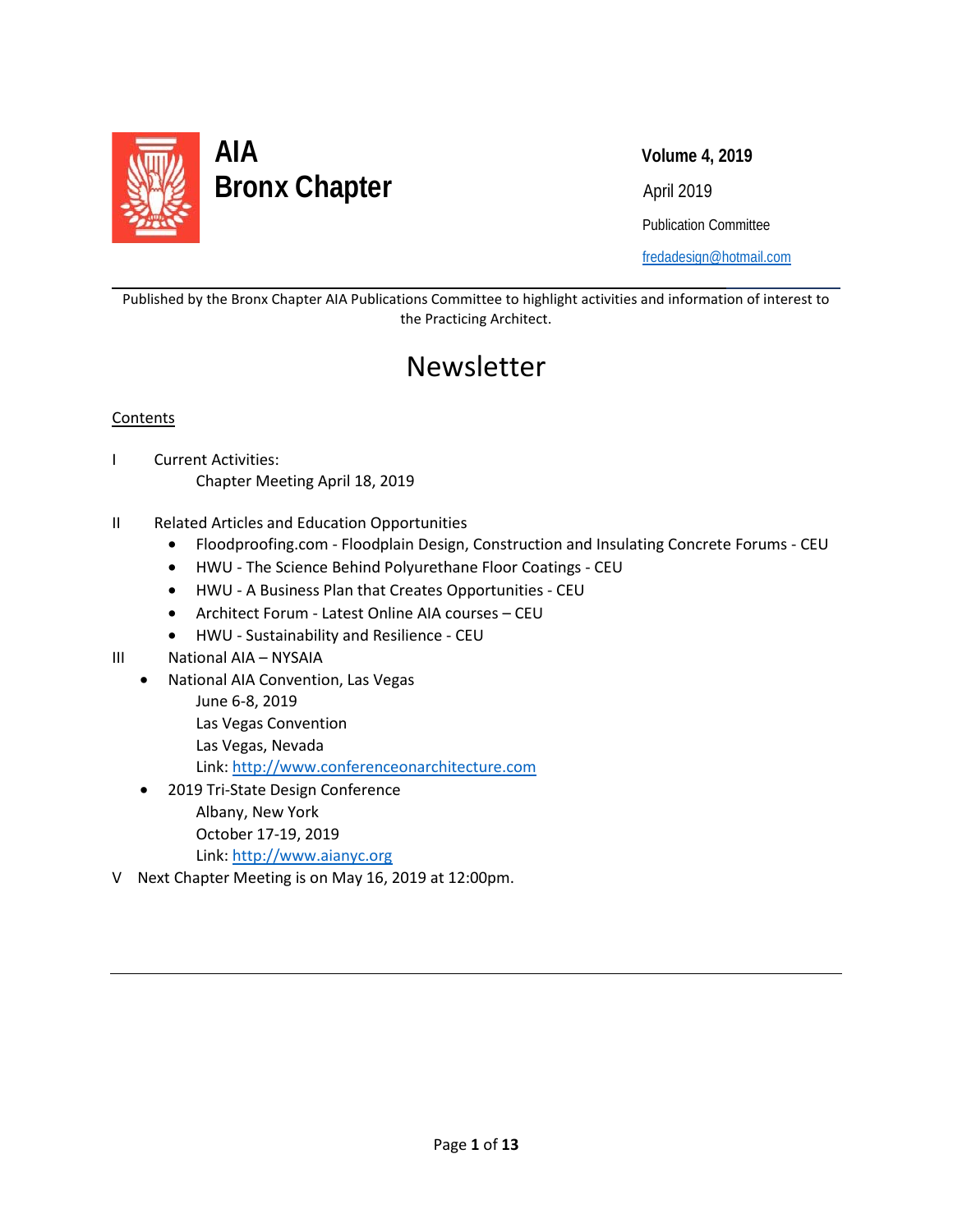# AIA Bronx Chapter

**Volume 4, 2019**

April 2019

Publication Committee

fredadesign@hotmail.com

---

Published by the Bronx Chapter AIA Publications Committee to highlight activities and information of interest to the Practicing Architect.

## Newsletter

Contents

I Current Activities:
  Chapter Meeting April 18, 2019

II Related Articles and Education Opportunities
- Floodproofing.com - Floodplain Design, Construction and Insulating Concrete Forums - CEU
- HWU - The Science Behind Polyurethane Floor Coatings - CEU
- HWU - A Business Plan that Creates Opportunities - CEU
- Architect Forum - Latest Online AIA courses – CEU
- HWU - Sustainability and Resilience - CEU

III National AIA – NYSAIA
- National AIA Convention, Las Vegas
  June 6-8, 2019
  Las Vegas Convention
  Las Vegas, Nevada
  Link: http://www.conferenceonarchitecture.com
- 2019 Tri-State Design Conference
  Albany, New York
  October 17-19, 2019
  Link: http://www.aianyc.org

V Next Chapter Meeting is on May 16, 2019 at 12:00pm.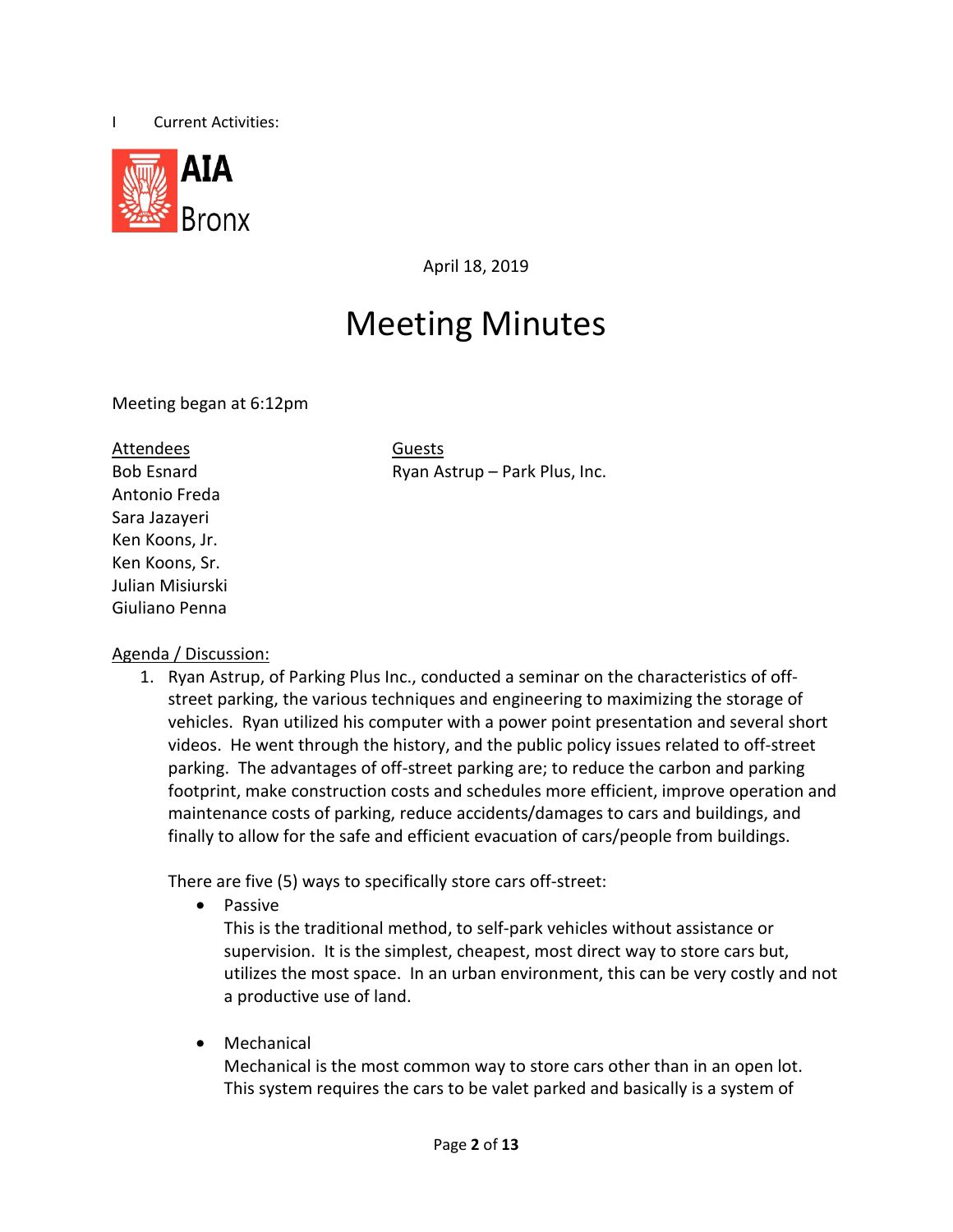I Current Activities:

AIA Bronx

April 18, 2019

# Meeting Minutes

Meeting began at 6:12pm

Attendees
Bob Esnard
Antonio Freda
Sara Jazayeri
Ken Koons, Jr.
Ken Koons, Sr.
Julian Misiurski
Giuliano Penna

Guests
Ryan Astrup – Park Plus, Inc.

Agenda / Discussion:

1. Ryan Astrup, of Parking Plus Inc., conducted a seminar on the characteristics of off-street parking, the various techniques and engineering to maximizing the storage of vehicles. Ryan utilized his computer with a power point presentation and several short videos. He went through the history, and the public policy issues related to off-street parking. The advantages of off-street parking are; to reduce the carbon and parking footprint, make construction costs and schedules more efficient, improve operation and maintenance costs of parking, reduce accidents/damages to cars and buildings, and finally to allow for the safe and efficient evacuation of cars/people from buildings.

   There are five (5) ways to specifically store cars off-street:

   - Passive
     This is the traditional method, to self-park vehicles without assistance or supervision. It is the simplest, cheapest, most direct way to store cars but, utilizes the most space. In an urban environment, this can be very costly and not a productive use of land.

   - Mechanical
     Mechanical is the most common way to store cars other than in an open lot. This system requires the cars to be valet parked and basically is a system of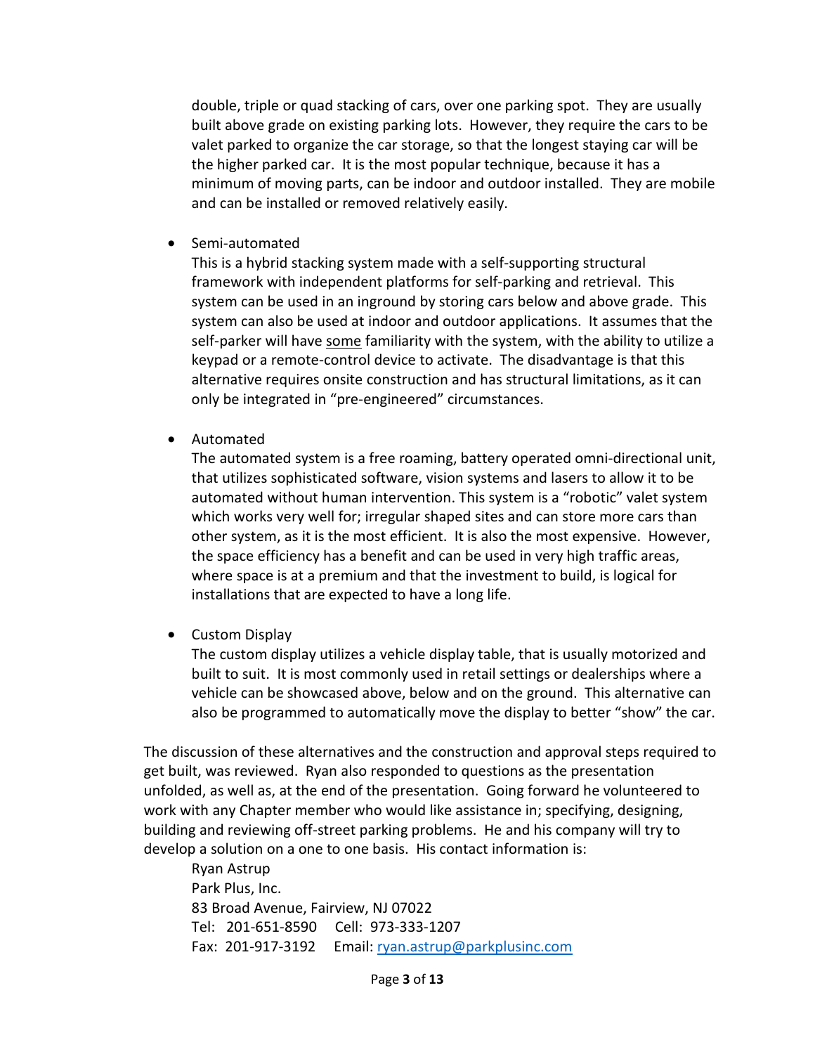double, triple or quad stacking of cars, over one parking spot. They are usually built above grade on existing parking lots. However, they require the cars to be valet parked to organize the car storage, so that the longest staying car will be the higher parked car. It is the most popular technique, because it has a minimum of moving parts, can be indoor and outdoor installed. They are mobile and can be installed or removed relatively easily.

- Semi-automated
  This is a hybrid stacking system made with a self-supporting structural framework with independent platforms for self-parking and retrieval. This system can be used in an inground by storing cars below and above grade. This system can also be used at indoor and outdoor applications. It assumes that the self-parker will have <u>some</u> familiarity with the system, with the ability to utilize a keypad or a remote-control device to activate. The disadvantage is that this alternative requires onsite construction and has structural limitations, as it can only be integrated in "pre-engineered" circumstances.

- Automated
  The automated system is a free roaming, battery operated omni-directional unit, that utilizes sophisticated software, vision systems and lasers to allow it to be automated without human intervention. This system is a "robotic" valet system which works very well for; irregular shaped sites and can store more cars than other system, as it is the most efficient. It is also the most expensive. However, the space efficiency has a benefit and can be used in very high traffic areas, where space is at a premium and that the investment to build, is logical for installations that are expected to have a long life.

- Custom Display
  The custom display utilizes a vehicle display table, that is usually motorized and built to suit. It is most commonly used in retail settings or dealerships where a vehicle can be showcased above, below and on the ground. This alternative can also be programmed to automatically move the display to better "show" the car.

The discussion of these alternatives and the construction and approval steps required to get built, was reviewed. Ryan also responded to questions as the presentation unfolded, as well as, at the end of the presentation. Going forward he volunteered to work with any Chapter member who would like assistance in; specifying, designing, building and reviewing off-street parking problems. He and his company will try to develop a solution on a one to one basis. His contact information is:

Ryan Astrup
Park Plus, Inc.
83 Broad Avenue, Fairview, NJ 07022
Tel: 201-651-8590 Cell: 973-333-1207
Fax: 201-917-3192 Email: [ryan.astrup@parkplusinc.com](mailto:ryan.astrup@parkplusinc.com)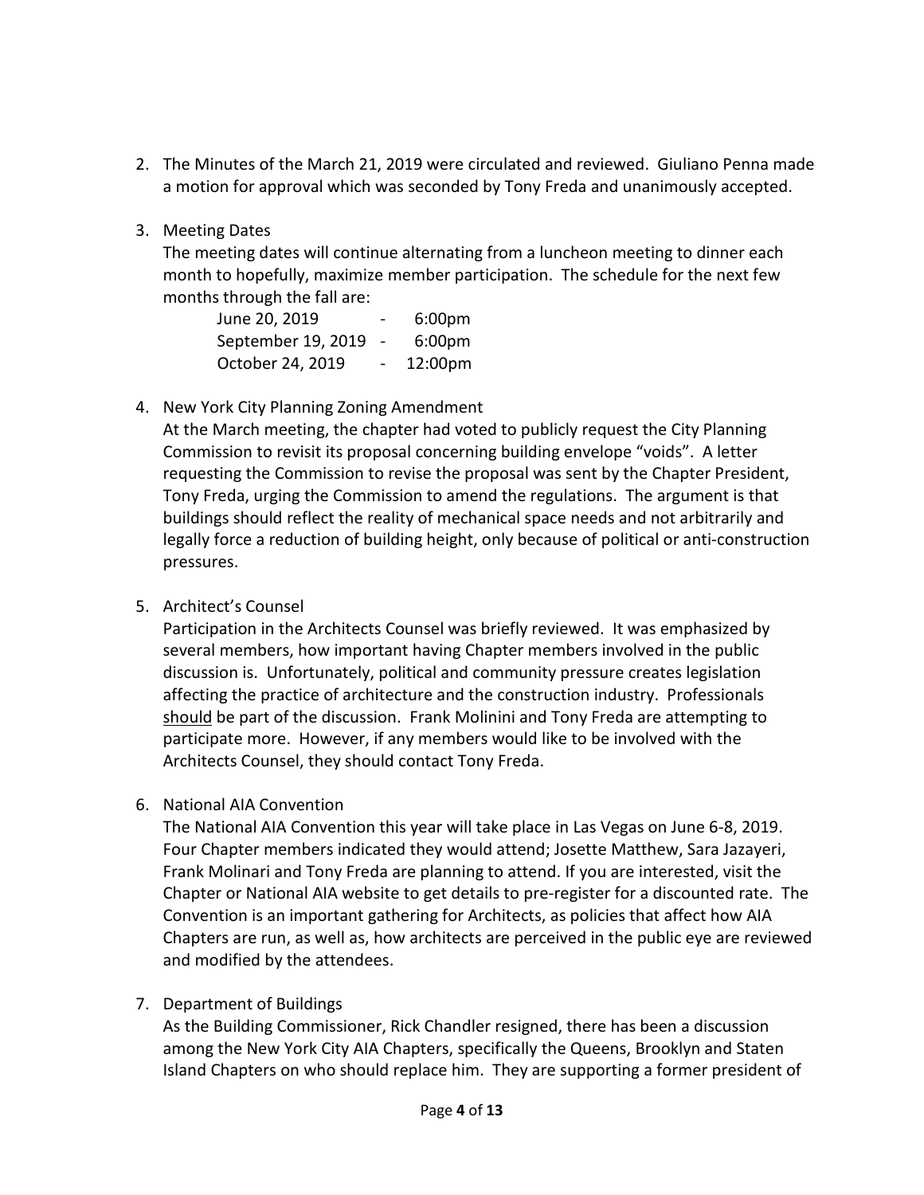2. The Minutes of the March 21, 2019 were circulated and reviewed. Giuliano Penna made a motion for approval which was seconded by Tony Freda and unanimously accepted.

3. Meeting Dates
   The meeting dates will continue alternating from a luncheon meeting to dinner each month to hopefully, maximize member participation. The schedule for the next few months through the fall are:

   | | | |
   |---|---|---|
   | June 20, 2019 | - | 6:00pm |
   | September 19, 2019 | - | 6:00pm |
   | October 24, 2019 | - | 12:00pm |

4. New York City Planning Zoning Amendment
   At the March meeting, the chapter had voted to publicly request the City Planning Commission to revisit its proposal concerning building envelope "voids". A letter requesting the Commission to revise the proposal was sent by the Chapter President, Tony Freda, urging the Commission to amend the regulations. The argument is that buildings should reflect the reality of mechanical space needs and not arbitrarily and legally force a reduction of building height, only because of political or anti-construction pressures.

5. Architect's Counsel
   Participation in the Architects Counsel was briefly reviewed. It was emphasized by several members, how important having Chapter members involved in the public discussion is. Unfortunately, political and community pressure creates legislation affecting the practice of architecture and the construction industry. Professionals <u>should</u> be part of the discussion. Frank Molinini and Tony Freda are attempting to participate more. However, if any members would like to be involved with the Architects Counsel, they should contact Tony Freda.

6. National AIA Convention
   The National AIA Convention this year will take place in Las Vegas on June 6-8, 2019. Four Chapter members indicated they would attend; Josette Matthew, Sara Jazayeri, Frank Molinari and Tony Freda are planning to attend. If you are interested, visit the Chapter or National AIA website to get details to pre-register for a discounted rate. The Convention is an important gathering for Architects, as policies that affect how AIA Chapters are run, as well as, how architects are perceived in the public eye are reviewed and modified by the attendees.

7. Department of Buildings
   As the Building Commissioner, Rick Chandler resigned, there has been a discussion among the New York City AIA Chapters, specifically the Queens, Brooklyn and Staten Island Chapters on who should replace him. They are supporting a former president of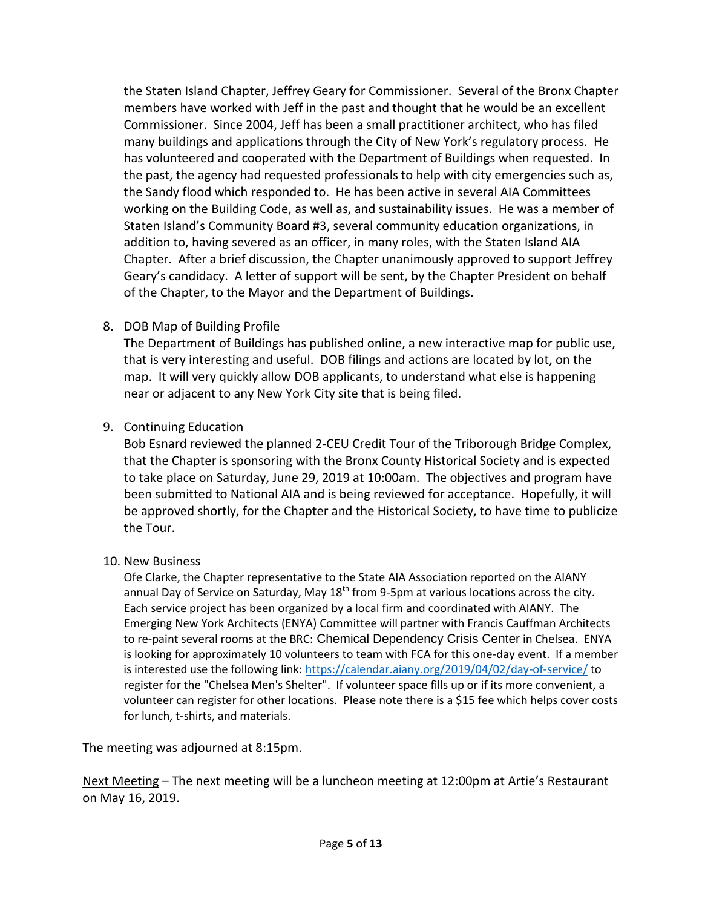the Staten Island Chapter, Jeffrey Geary for Commissioner. Several of the Bronx Chapter members have worked with Jeff in the past and thought that he would be an excellent Commissioner. Since 2004, Jeff has been a small practitioner architect, who has filed many buildings and applications through the City of New York's regulatory process. He has volunteered and cooperated with the Department of Buildings when requested. In the past, the agency had requested professionals to help with city emergencies such as, the Sandy flood which responded to. He has been active in several AIA Committees working on the Building Code, as well as, and sustainability issues. He was a member of Staten Island's Community Board #3, several community education organizations, in addition to, having severed as an officer, in many roles, with the Staten Island AIA Chapter. After a brief discussion, the Chapter unanimously approved to support Jeffrey Geary's candidacy. A letter of support will be sent, by the Chapter President on behalf of the Chapter, to the Mayor and the Department of Buildings.

8. DOB Map of Building Profile
   The Department of Buildings has published online, a new interactive map for public use, that is very interesting and useful. DOB filings and actions are located by lot, on the map. It will very quickly allow DOB applicants, to understand what else is happening near or adjacent to any New York City site that is being filed.

9. Continuing Education
   Bob Esnard reviewed the planned 2-CEU Credit Tour of the Triborough Bridge Complex, that the Chapter is sponsoring with the Bronx County Historical Society and is expected to take place on Saturday, June 29, 2019 at 10:00am. The objectives and program have been submitted to National AIA and is being reviewed for acceptance. Hopefully, it will be approved shortly, for the Chapter and the Historical Society, to have time to publicize the Tour.

10. New Business
    Ofe Clarke, the Chapter representative to the State AIA Association reported on the AIANY annual Day of Service on Saturday, May 18th from 9-5pm at various locations across the city. Each service project has been organized by a local firm and coordinated with AIANY. The Emerging New York Architects (ENYA) Committee will partner with Francis Cauffman Architects to re-paint several rooms at the BRC: Chemical Dependency Crisis Center in Chelsea. ENYA is looking for approximately 10 volunteers to team with FCA for this one-day event. If a member is interested use the following link: https://calendar.aiany.org/2019/04/02/day-of-service/ to register for the "Chelsea Men's Shelter". If volunteer space fills up or if its more convenient, a volunteer can register for other locations. Please note there is a $15 fee which helps cover costs for lunch, t-shirts, and materials.

The meeting was adjourned at 8:15pm.

Next Meeting – The next meeting will be a luncheon meeting at 12:00pm at Artie's Restaurant on May 16, 2019.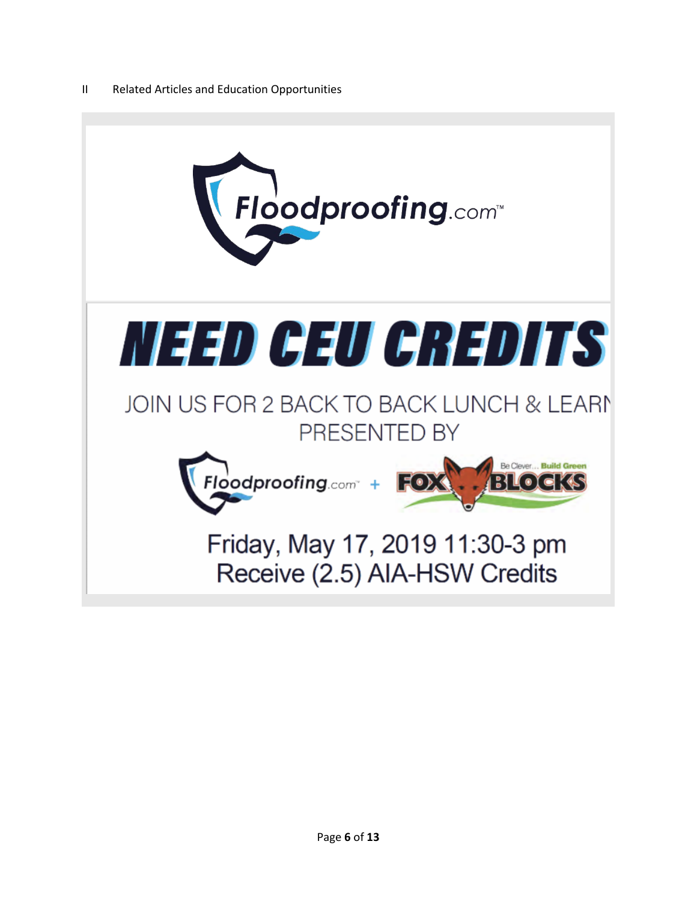II Related Articles and Education Opportunities

Floodproofing.com™

# NEED CEU CREDITS

JOIN US FOR 2 BACK TO BACK LUNCH & LEARN
PRESENTED BY

Floodproofing.com™ + FOX BLOCKS Be Clever... Build Green

Friday, May 17, 2019 11:30-3 pm
Receive (2.5) AIA-HSW Credits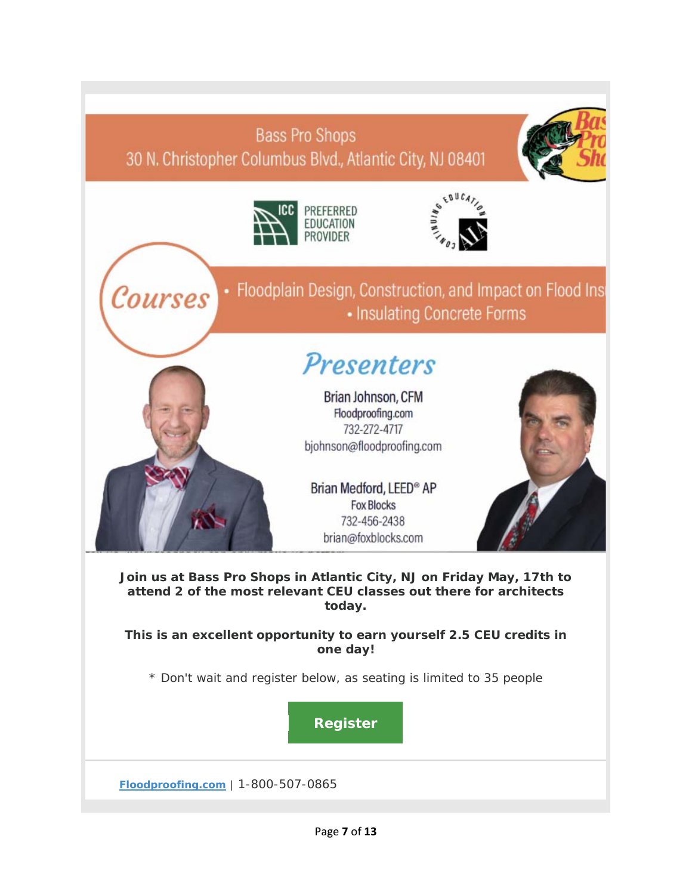Bass Pro Shops
30 N. Christopher Columbus Blvd., Atlantic City, NJ 08401

ICC PREFERRED EDUCATION PROVIDER

CONTINUING EDUCATION AIA

## Courses

- Floodplain Design, Construction, and Impact on Flood Ins
- Insulating Concrete Forms

## Presenters

Brian Johnson, CFM
Floodproofing.com
732-272-4717
bjohnson@floodproofing.com

Brian Medford, LEED® AP
Fox Blocks
732-456-2438
brian@foxblocks.com

**Join us at Bass Pro Shops in Atlantic City, NJ on Friday May, 17th to attend 2 of the most relevant CEU classes out there for architects today.**

**This is an excellent opportunity to earn yourself 2.5 CEU credits in one day!**

* Don't wait and register below, as seating is limited to 35 people

**Register**

**Floodproofing.com** | 1-800-507-0865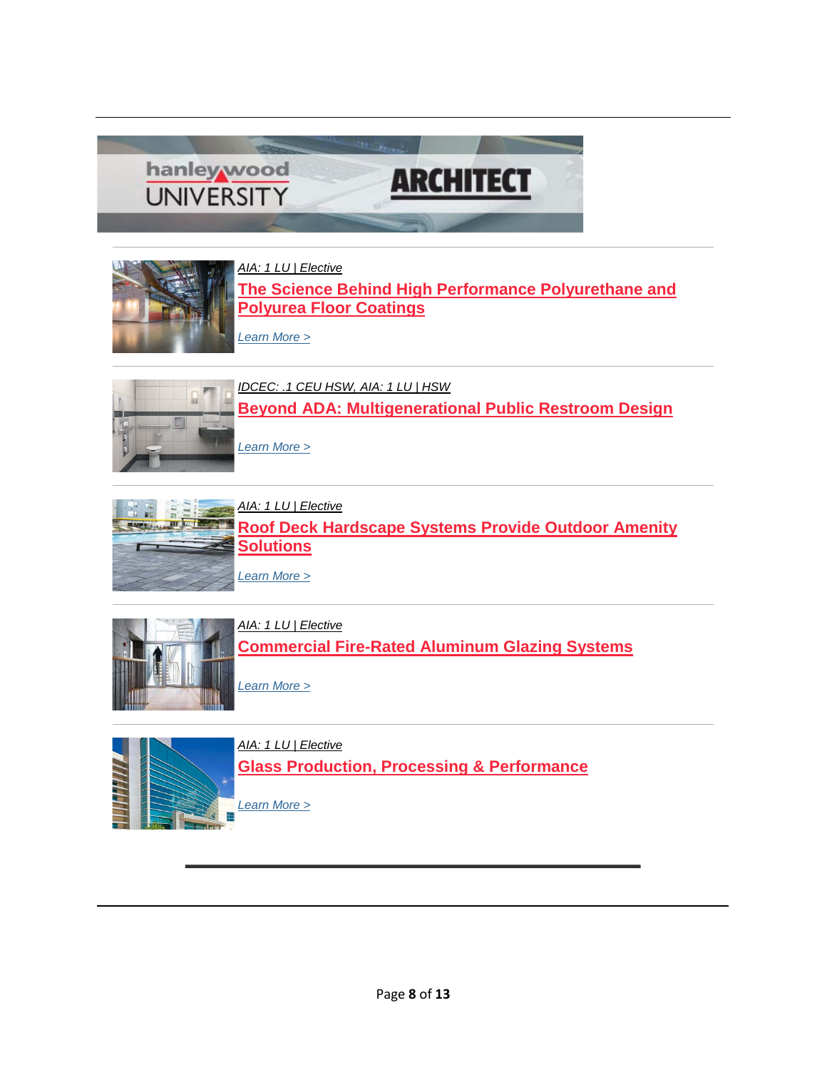hanley wood UNIVERSITY ARCHITECT

---

*AIA: 1 LU | Elective*

**The Science Behind High Performance Polyurethane and Polyurea Floor Coatings**

*Learn More >*

---

*IDCEC: .1 CEU HSW, AIA: 1 LU | HSW*

**Beyond ADA: Multigenerational Public Restroom Design**

*Learn More >*

---

*AIA: 1 LU | Elective*

**Roof Deck Hardscape Systems Provide Outdoor Amenity Solutions**

*Learn More >*

---

*AIA: 1 LU | Elective*

**Commercial Fire-Rated Aluminum Glazing Systems**

*Learn More >*

---

*AIA: 1 LU | Elective*

**Glass Production, Processing & Performance**

*Learn More >*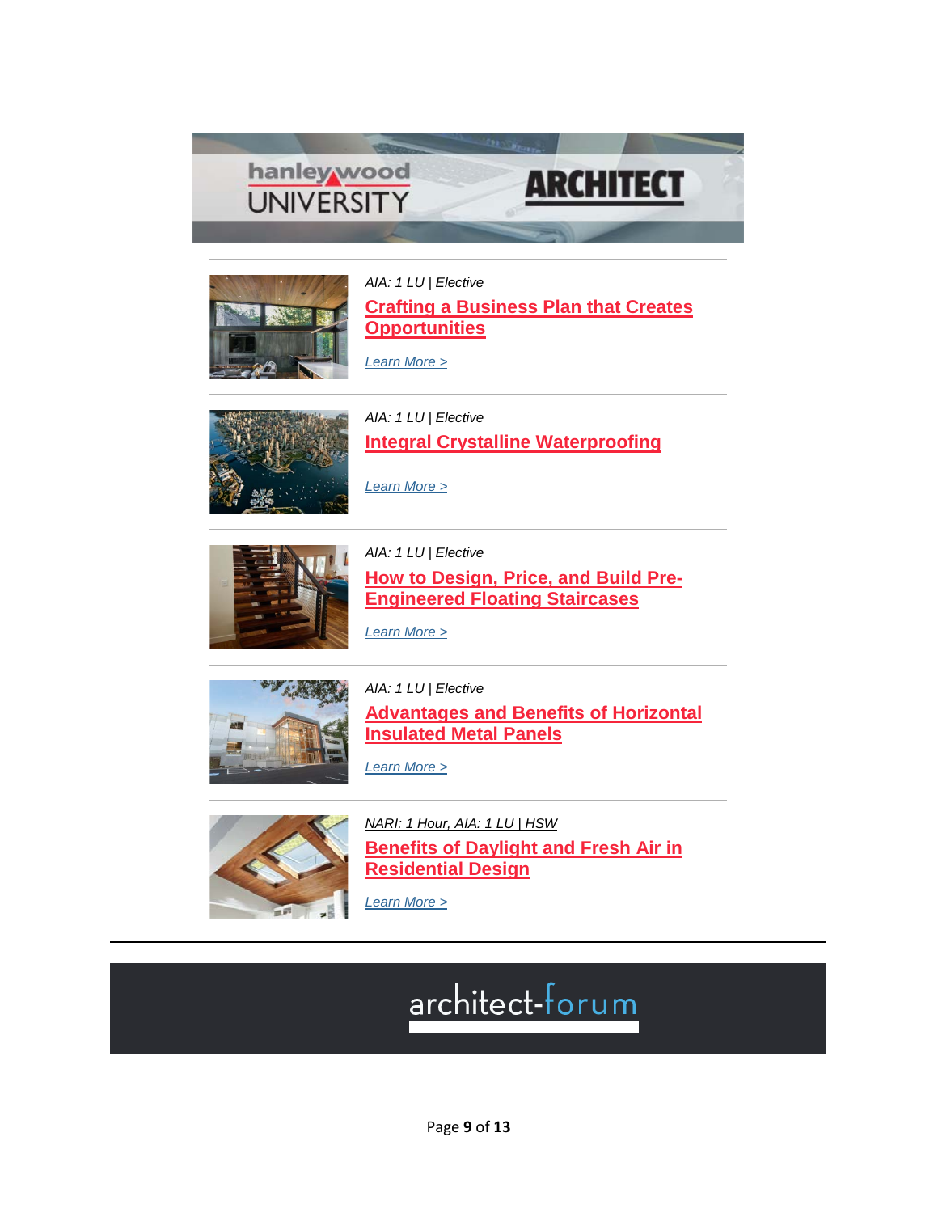hanley wood UNIVERSITY | ARCHITECT

---

*AIA: 1 LU | Elective*

**Crafting a Business Plan that Creates Opportunities**

*Learn More >*

---

*AIA: 1 LU | Elective*

**Integral Crystalline Waterproofing**

*Learn More >*

---

*AIA: 1 LU | Elective*

**How to Design, Price, and Build Pre-Engineered Floating Staircases**

*Learn More >*

---

*AIA: 1 LU | Elective*

**Advantages and Benefits of Horizontal Insulated Metal Panels**

*Learn More >*

---

*NARI: 1 Hour, AIA: 1 LU | HSW*

**Benefits of Daylight and Fresh Air in Residential Design**

*Learn More >*

---

architect-forum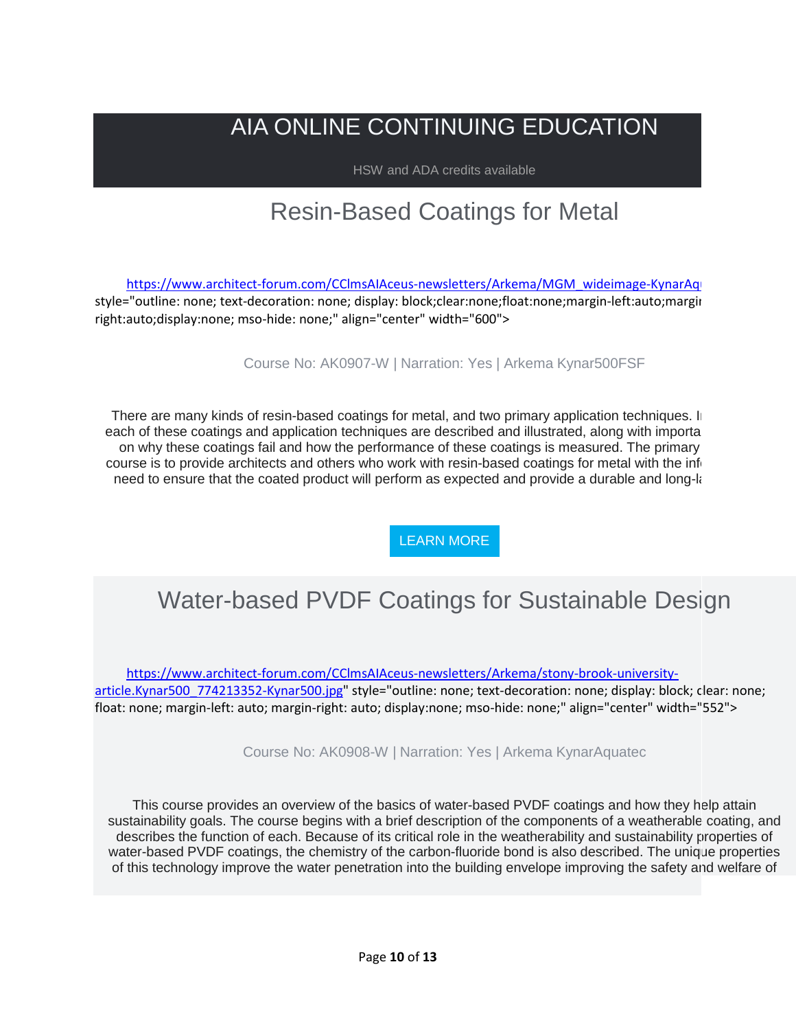# AIA ONLINE CONTINUING EDUCATION

HSW and ADA credits available

## Resin-Based Coatings for Metal

https://www.architect-forum.com/CClmsAIAceus-newsletters/Arkema/MGM_wideimage-KynarAq style="outline: none; text-decoration: none; display: block;clear:none;float:none;margin-left:auto;margin-right:auto;display:none; mso-hide: none;" align="center" width="600">

Course No: AK0907-W | Narration: Yes | Arkema Kynar500FSF

There are many kinds of resin-based coatings for metal, and two primary application techniques. I each of these coatings and application techniques are described and illustrated, along with importa on why these coatings fail and how the performance of these coatings is measured. The primary course is to provide architects and others who work with resin-based coatings for metal with the inf need to ensure that the coated product will perform as expected and provide a durable and long-l

LEARN MORE

## Water-based PVDF Coatings for Sustainable Design

https://www.architect-forum.com/CClmsAIAceus-newsletters/Arkema/stony-brook-university-article.Kynar500_774213352-Kynar500.jpg" style="outline: none; text-decoration: none; display: block; clear: none; float: none; margin-left: auto; margin-right: auto; display:none; mso-hide: none;" align="center" width="552">

Course No: AK0908-W | Narration: Yes | Arkema KynarAquatec

This course provides an overview of the basics of water-based PVDF coatings and how they help attain sustainability goals. The course begins with a brief description of the components of a weatherable coating, and describes the function of each. Because of its critical role in the weatherability and sustainability properties of water-based PVDF coatings, the chemistry of the carbon-fluoride bond is also described. The unique properties of this technology improve the water penetration into the building envelope improving the safety and welfare of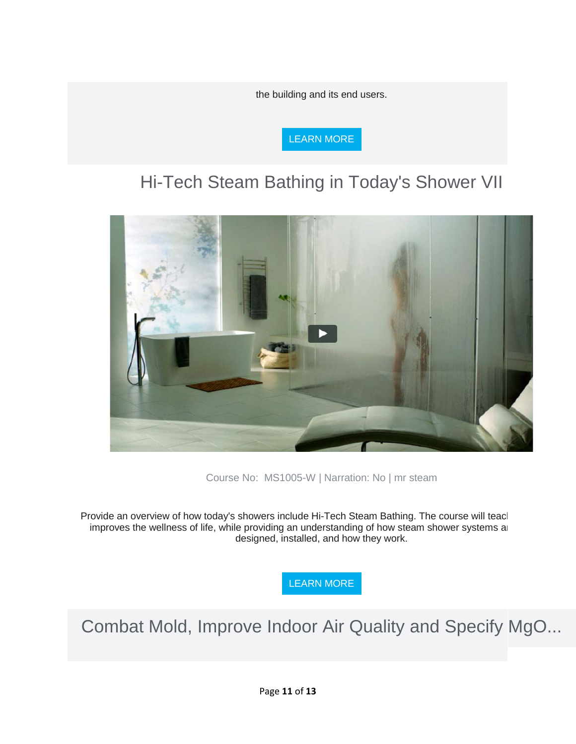the building and its end users.

LEARN MORE

## Hi-Tech Steam Bathing in Today's Shower VII

Course No: MS1005-W | Narration: No | mr steam

Provide an overview of how today's showers include Hi-Tech Steam Bathing. The course will teacl improves the wellness of life, while providing an understanding of how steam shower systems a designed, installed, and how they work.

LEARN MORE

## Combat Mold, Improve Indoor Air Quality and Specify MgO...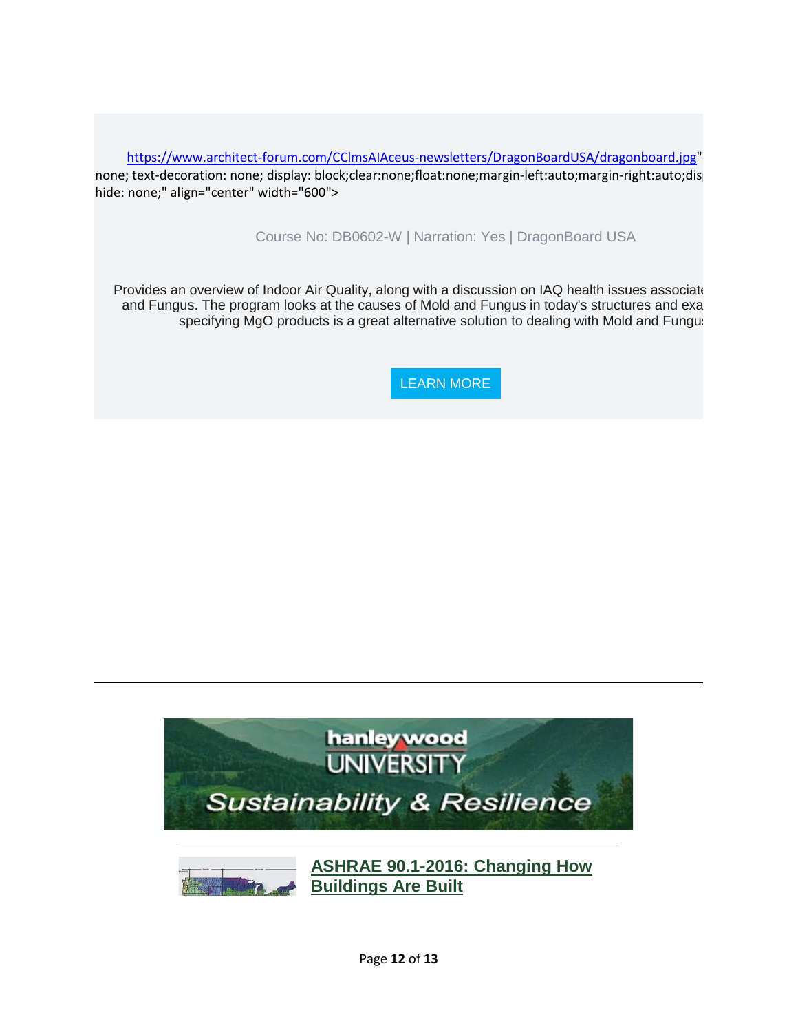https://www.architect-forum.com/CClmsAIAceus-newsletters/DragonBoardUSA/dragonboard.jpg" none; text-decoration: none; display: block;clear:none;float:none;margin-left:auto;margin-right:auto;dis hide: none;" align="center" width="600">

Course No: DB0602-W | Narration: Yes | DragonBoard USA

Provides an overview of Indoor Air Quality, along with a discussion on IAQ health issues associate and Fungus. The program looks at the causes of Mold and Fungus in today's structures and exa specifying MgO products is a great alternative solution to dealing with Mold and Fungu

LEARN MORE

---

hanley wood UNIVERSITY

*Sustainability & Resilience*

---

**[ASHRAE 90.1-2016: Changing How Buildings Are Built]**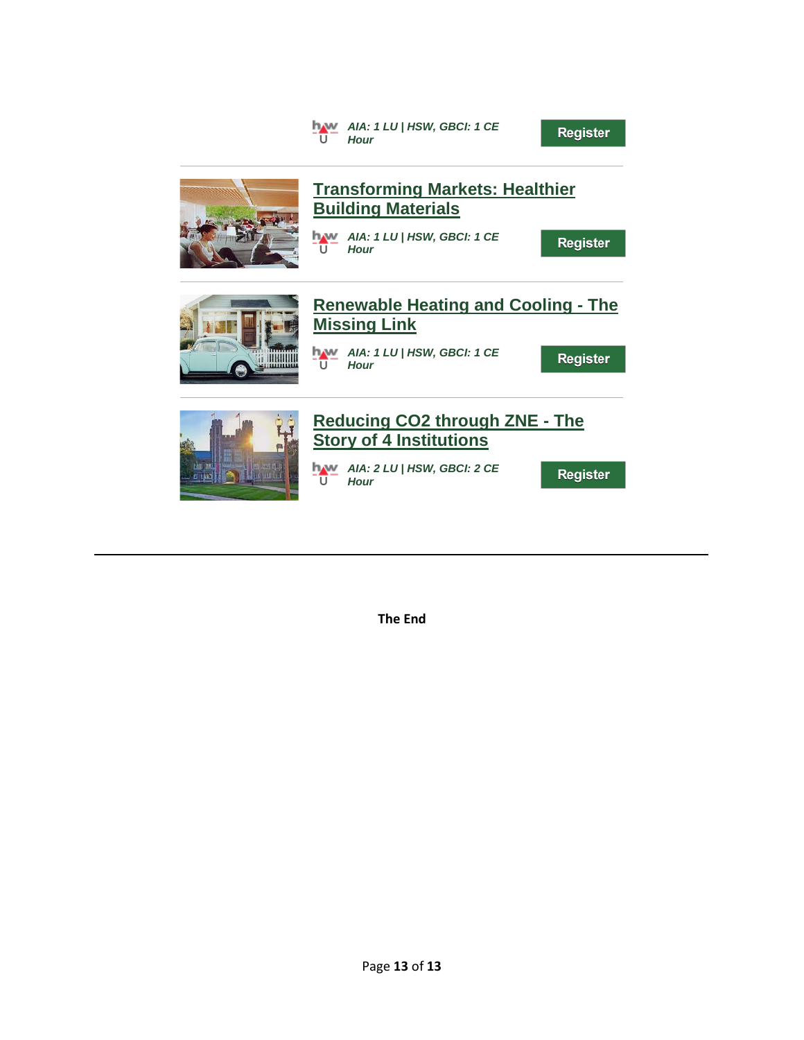AIA: 1 LU | HSW, GBCI: 1 CE Hour

Register

---

**Transforming Markets: Healthier Building Materials**

*AIA: 1 LU | HSW, GBCI: 1 CE Hour*

Register

---

**Renewable Heating and Cooling - The Missing Link**

*AIA: 1 LU | HSW, GBCI: 1 CE Hour*

Register

---

**Reducing CO2 through ZNE - The Story of 4 Institutions**

*AIA: 2 LU | HSW, GBCI: 2 CE Hour*

Register

---

**The End**